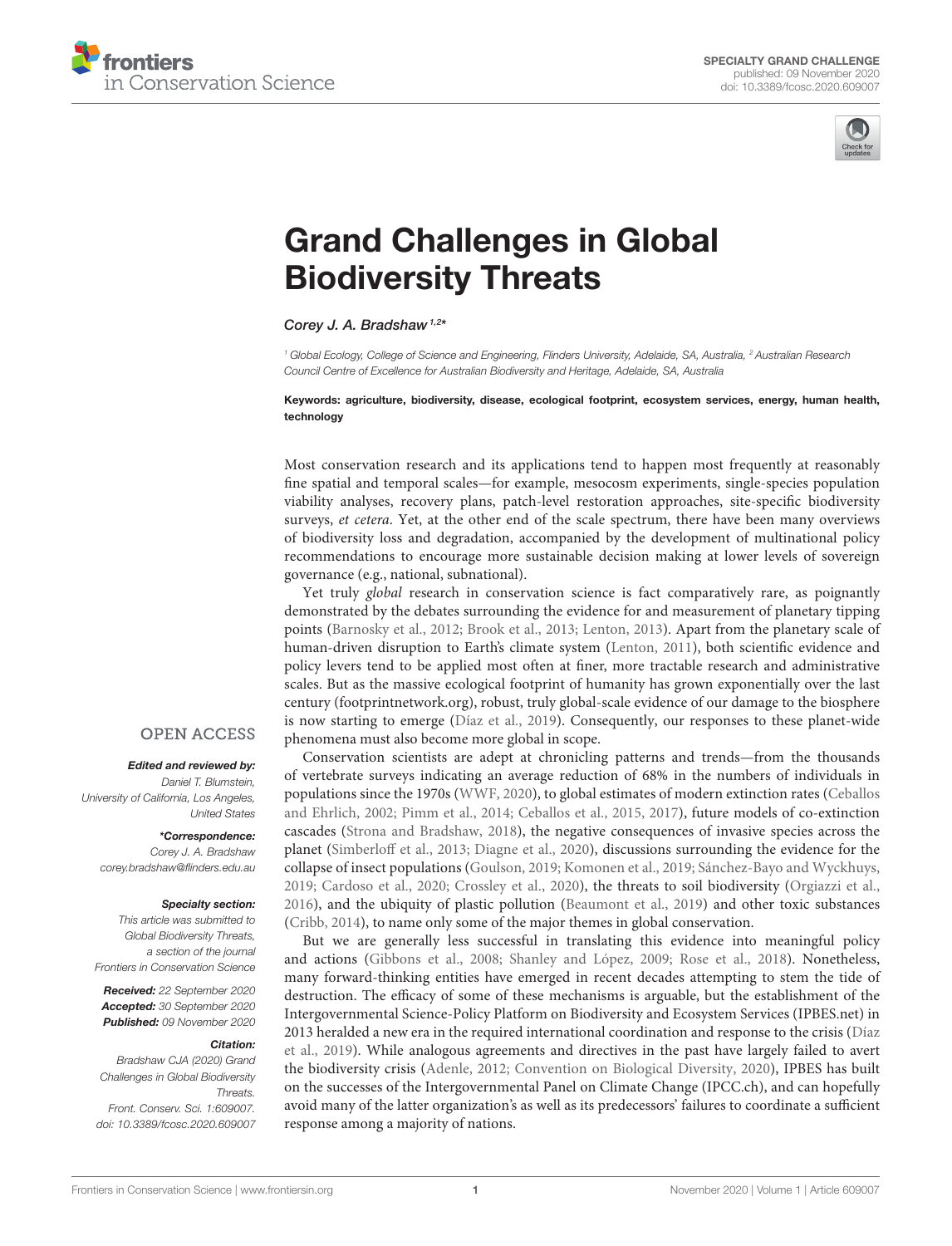SPECIALTY GRAND CHALLENGE
published: 09 November 2020
doi: 10.3389/fcosc.2020.609007

# Grand Challenges in Global Biodiversity Threats

*Corey J. A. Bradshaw*[1,2]*

[1] Global Ecology, College of Science and Engineering, Flinders University, Adelaide, SA, Australia, [2] Australian Research Council Centre of Excellence for Australian Biodiversity and Heritage, Adelaide, SA, Australia

**Keywords: agriculture, biodiversity, disease, ecological footprint, ecosystem services, energy, human health, technology**

OPEN ACCESS

***Edited and reviewed by:***
Daniel T. Blumstein, University of California, Los Angeles, United States

***\*Correspondence:***
Corey J. A. Bradshaw
corey.bradshaw@flinders.edu.au

***Specialty section:***
This article was submitted to Global Biodiversity Threats, a section of the journal Frontiers in Conservation Science

**Received:** 22 September 2020
**Accepted:** 30 September 2020
**Published:** 09 November 2020

***Citation:***
Bradshaw CJA (2020) Grand Challenges in Global Biodiversity Threats. Front. Conserv. Sci. 1:609007. doi: 10.3389/fcosc.2020.609007

Most conservation research and its applications tend to happen most frequently at reasonably fine spatial and temporal scales—for example, mesocosm experiments, single-species population viability analyses, recovery plans, patch-level restoration approaches, site-specific biodiversity surveys, *et cetera*. Yet, at the other end of the scale spectrum, there have been many overviews of biodiversity loss and degradation, accompanied by the development of multinational policy recommendations to encourage more sustainable decision making at lower levels of sovereign governance (e.g., national, subnational).

Yet truly *global* research in conservation science is fact comparatively rare, as poignantly demonstrated by the debates surrounding the evidence for and measurement of planetary tipping points (Barnosky et al., 2012; Brook et al., 2013; Lenton, 2013). Apart from the planetary scale of human-driven disruption to Earth's climate system (Lenton, 2011), both scientific evidence and policy levers tend to be applied most often at finer, more tractable research and administrative scales. But as the massive ecological footprint of humanity has grown exponentially over the last century (footprintnetwork.org), robust, truly global-scale evidence of our damage to the biosphere is now starting to emerge (Díaz et al., 2019). Consequently, our responses to these planet-wide phenomena must also become more global in scope.

Conservation scientists are adept at chronicling patterns and trends—from the thousands of vertebrate surveys indicating an average reduction of 68% in the numbers of individuals in populations since the 1970s (WWF, 2020), to global estimates of modern extinction rates (Ceballos and Ehrlich, 2002; Pimm et al., 2014; Ceballos et al., 2015, 2017), future models of co-extinction cascades (Strona and Bradshaw, 2018), the negative consequences of invasive species across the planet (Simberloff et al., 2013; Diagne et al., 2020), discussions surrounding the evidence for the collapse of insect populations (Goulson, 2019; Komonen et al., 2019; Sánchez-Bayo and Wyckhuys, 2019; Cardoso et al., 2020; Crossley et al., 2020), the threats to soil biodiversity (Orgiazzi et al., 2016), and the ubiquity of plastic pollution (Beaumont et al., 2019) and other toxic substances (Cribb, 2014), to name only some of the major themes in global conservation.

But we are generally less successful in translating this evidence into meaningful policy and actions (Gibbons et al., 2008; Shanley and López, 2009; Rose et al., 2018). Nonetheless, many forward-thinking entities have emerged in recent decades attempting to stem the tide of destruction. The efficacy of some of these mechanisms is arguable, but the establishment of the Intergovernmental Science-Policy Platform on Biodiversity and Ecosystem Services (IPBES.net) in 2013 heralded a new era in the required international coordination and response to the crisis (Díaz et al., 2019). While analogous agreements and directives in the past have largely failed to avert the biodiversity crisis (Adenle, 2012; Convention on Biological Diversity, 2020), IPBES has built on the successes of the Intergovernmental Panel on Climate Change (IPCC.ch), and can hopefully avoid many of the latter organization's as well as its predecessors' failures to coordinate a sufficient response among a majority of nations.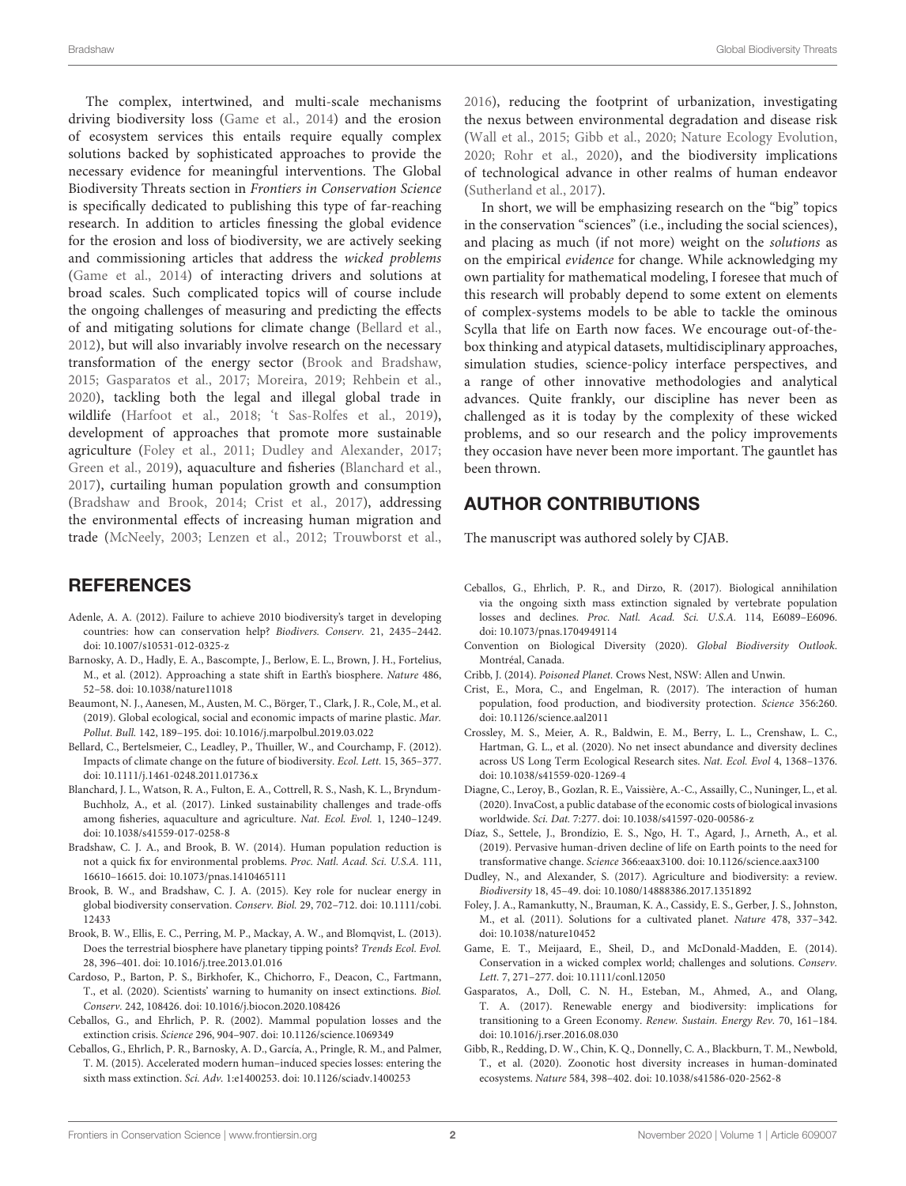The complex, intertwined, and multi-scale mechanisms driving biodiversity loss (Game et al., 2014) and the erosion of ecosystem services this entails require equally complex solutions backed by sophisticated approaches to provide the necessary evidence for meaningful interventions. The Global Biodiversity Threats section in *Frontiers in Conservation Science* is specifically dedicated to publishing this type of far-reaching research. In addition to articles finessing the global evidence for the erosion and loss of biodiversity, we are actively seeking and commissioning articles that address the *wicked problems* (Game et al., 2014) of interacting drivers and solutions at broad scales. Such complicated topics will of course include the ongoing challenges of measuring and predicting the effects of and mitigating solutions for climate change (Bellard et al., 2012), but will also invariably involve research on the necessary transformation of the energy sector (Brook and Bradshaw, 2015; Gasparatos et al., 2017; Moreira, 2019; Rehbein et al., 2020), tackling both the legal and illegal global trade in wildlife (Harfoot et al., 2018; 't Sas-Rolfes et al., 2019), development of approaches that promote more sustainable agriculture (Foley et al., 2011; Dudley and Alexander, 2017; Green et al., 2019), aquaculture and fisheries (Blanchard et al., 2017), curtailing human population growth and consumption (Bradshaw and Brook, 2014; Crist et al., 2017), addressing the environmental effects of increasing human migration and trade (McNeely, 2003; Lenzen et al., 2012; Trouwborst et al., 2016), reducing the footprint of urbanization, investigating the nexus between environmental degradation and disease risk (Wall et al., 2015; Gibb et al., 2020; Nature Ecology Evolution, 2020; Rohr et al., 2020), and the biodiversity implications of technological advance in other realms of human endeavor (Sutherland et al., 2017).

In short, we will be emphasizing research on the "big" topics in the conservation "sciences" (i.e., including the social sciences), and placing as much (if not more) weight on the *solutions* as on the empirical *evidence* for change. While acknowledging my own partiality for mathematical modeling, I foresee that much of this research will probably depend to some extent on elements of complex-systems models to be able to tackle the ominous Scylla that life on Earth now faces. We encourage out-of-the-box thinking and atypical datasets, multidisciplinary approaches, simulation studies, science-policy interface perspectives, and a range of other innovative methodologies and analytical advances. Quite frankly, our discipline has never been as challenged as it is today by the complexity of these wicked problems, and so our research and the policy improvements they occasion have never been more important. The gauntlet has been thrown.

## AUTHOR CONTRIBUTIONS

The manuscript was authored solely by CJAB.

## REFERENCES

Adenle, A. A. (2012). Failure to achieve 2010 biodiversity's target in developing countries: how can conservation help? *Biodivers. Conserv.* 21, 2435–2442. doi: 10.1007/s10531-012-0325-z

Barnosky, A. D., Hadly, E. A., Bascompte, J., Berlow, E. L., Brown, J. H., Fortelius, M., et al. (2012). Approaching a state shift in Earth's biosphere. *Nature* 486, 52–58. doi: 10.1038/nature11018

Beaumont, N. J., Aanesen, M., Austen, M. C., Börger, T., Clark, J. R., Cole, M., et al. (2019). Global ecological, social and economic impacts of marine plastic. *Mar. Pollut. Bull.* 142, 189–195. doi: 10.1016/j.marpolbul.2019.03.022

Bellard, C., Bertelsmeier, C., Leadley, P., Thuiller, W., and Courchamp, F. (2012). Impacts of climate change on the future of biodiversity. *Ecol. Lett.* 15, 365–377. doi: 10.1111/j.1461-0248.2011.01736.x

Blanchard, J. L., Watson, R. A., Fulton, E. A., Cottrell, R. S., Nash, K. L., Bryndum-Buchholz, A., et al. (2017). Linked sustainability challenges and trade-offs among fisheries, aquaculture and agriculture. *Nat. Ecol. Evol.* 1, 1240–1249. doi: 10.1038/s41559-017-0258-8

Bradshaw, C. J. A., and Brook, B. W. (2014). Human population reduction is not a quick fix for environmental problems. *Proc. Natl. Acad. Sci. U.S.A.* 111, 16610–16615. doi: 10.1073/pnas.1410465111

Brook, B. W., and Bradshaw, C. J. A. (2015). Key role for nuclear energy in global biodiversity conservation. *Conserv. Biol.* 29, 702–712. doi: 10.1111/cobi.12433

Brook, B. W., Ellis, E. C., Perring, M. P., Mackay, A. W., and Blomqvist, L. (2013). Does the terrestrial biosphere have planetary tipping points? *Trends Ecol. Evol.* 28, 396–401. doi: 10.1016/j.tree.2013.01.016

Cardoso, P., Barton, P. S., Birkhofer, K., Chichorro, F., Deacon, C., Fartmann, T., et al. (2020). Scientists' warning to humanity on insect extinctions. *Biol. Conserv.* 242, 108426. doi: 10.1016/j.biocon.2020.108426

Ceballos, G., and Ehrlich, P. R. (2002). Mammal population losses and the extinction crisis. *Science* 296, 904–907. doi: 10.1126/science.1069349

Ceballos, G., Ehrlich, P. R., Barnosky, A. D., García, A., Pringle, R. M., and Palmer, T. M. (2015). Accelerated modern human–induced species losses: entering the sixth mass extinction. *Sci. Adv.* 1:e1400253. doi: 10.1126/sciadv.1400253

Ceballos, G., Ehrlich, P. R., and Dirzo, R. (2017). Biological annihilation via the ongoing sixth mass extinction signaled by vertebrate population losses and declines. *Proc. Natl. Acad. Sci. U.S.A.* 114, E6089–E6096. doi: 10.1073/pnas.1704949114

Convention on Biological Diversity (2020). *Global Biodiversity Outlook*. Montréal, Canada.

Cribb, J. (2014). *Poisoned Planet*. Crows Nest, NSW: Allen and Unwin.

Crist, E., Mora, C., and Engelman, R. (2017). The interaction of human population, food production, and biodiversity protection. *Science* 356:260. doi: 10.1126/science.aal2011

Crossley, M. S., Meier, A. R., Baldwin, E. M., Berry, L. L., Crenshaw, L. C., Hartman, G. L., et al. (2020). No net insect abundance and diversity declines across US Long Term Ecological Research sites. *Nat. Ecol. Evol* 4, 1368–1376. doi: 10.1038/s41559-020-1269-4

Diagne, C., Leroy, B., Gozlan, R. E., Vaissière, A.-C., Assailly, C., Nuninger, L., et al. (2020). InvaCost, a public database of the economic costs of biological invasions worldwide. *Sci. Dat.* 7:277. doi: 10.1038/s41597-020-00586-z

Díaz, S., Settele, J., Brondízio, E. S., Ngo, H. T., Agard, J., Arneth, A., et al. (2019). Pervasive human-driven decline of life on Earth points to the need for transformative change. *Science* 366:eaax3100. doi: 10.1126/science.aax3100

Dudley, N., and Alexander, S. (2017). Agriculture and biodiversity: a review. *Biodiversity* 18, 45–49. doi: 10.1080/14888386.2017.1351892

Foley, J. A., Ramankutty, N., Brauman, K. A., Cassidy, E. S., Gerber, J. S., Johnston, M., et al. (2011). Solutions for a cultivated planet. *Nature* 478, 337–342. doi: 10.1038/nature10452

Game, E. T., Meijaard, E., Sheil, D., and McDonald-Madden, E. (2014). Conservation in a wicked complex world; challenges and solutions. *Conserv. Lett.* 7, 271–277. doi: 10.1111/conl.12050

Gasparatos, A., Doll, C. N. H., Esteban, M., Ahmed, A., and Olang, T. A. (2017). Renewable energy and biodiversity: implications for transitioning to a Green Economy. *Renew. Sustain. Energy Rev.* 70, 161–184. doi: 10.1016/j.rser.2016.08.030

Gibb, R., Redding, D. W., Chin, K. Q., Donnelly, C. A., Blackburn, T. M., Newbold, T., et al. (2020). Zoonotic host diversity increases in human-dominated ecosystems. *Nature* 584, 398–402. doi: 10.1038/s41586-020-2562-8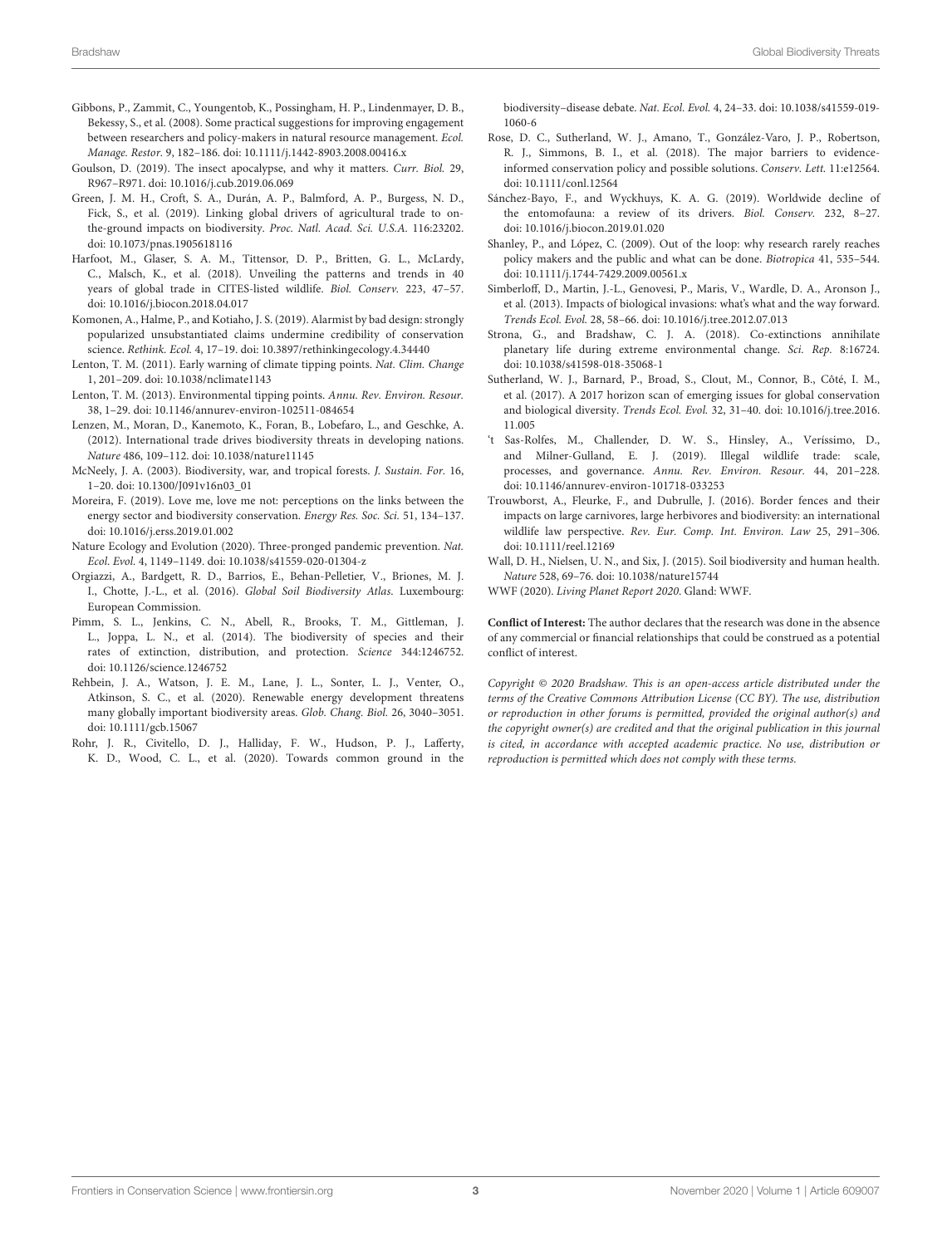Gibbons, P., Zammit, C., Youngentob, K., Possingham, H. P., Lindenmayer, D. B., Bekessy, S., et al. (2008). Some practical suggestions for improving engagement between researchers and policy-makers in natural resource management. *Ecol. Manage. Restor.* 9, 182–186. doi: 10.1111/j.1442-8903.2008.00416.x

Goulson, D. (2019). The insect apocalypse, and why it matters. *Curr. Biol.* 29, R967–R971. doi: 10.1016/j.cub.2019.06.069

Green, J. M. H., Croft, S. A., Durán, A. P., Balmford, A. P., Burgess, N. D., Fick, S., et al. (2019). Linking global drivers of agricultural trade to on-the-ground impacts on biodiversity. *Proc. Natl. Acad. Sci. U.S.A.* 116:23202. doi: 10.1073/pnas.1905618116

Harfoot, M., Glaser, S. A. M., Tittensor, D. P., Britten, G. L., McLardy, C., Malsch, K., et al. (2018). Unveiling the patterns and trends in 40 years of global trade in CITES-listed wildlife. *Biol. Conserv.* 223, 47–57. doi: 10.1016/j.biocon.2018.04.017

Komonen, A., Halme, P., and Kotiaho, J. S. (2019). Alarmist by bad design: strongly popularized unsubstantiated claims undermine credibility of conservation science. *Rethink. Ecol.* 4, 17–19. doi: 10.3897/rethinkingecology.4.34440

Lenton, T. M. (2011). Early warning of climate tipping points. *Nat. Clim. Change* 1, 201–209. doi: 10.1038/nclimate1143

Lenton, T. M. (2013). Environmental tipping points. *Annu. Rev. Environ. Resour.* 38, 1–29. doi: 10.1146/annurev-environ-102511-084654

Lenzen, M., Moran, D., Kanemoto, K., Foran, B., Lobefaro, L., and Geschke, A. (2012). International trade drives biodiversity threats in developing nations. *Nature* 486, 109–112. doi: 10.1038/nature11145

McNeely, J. A. (2003). Biodiversity, war, and tropical forests. *J. Sustain. For.* 16, 1–20. doi: 10.1300/J091v16n03_01

Moreira, F. (2019). Love me, love me not: perceptions on the links between the energy sector and biodiversity conservation. *Energy Res. Soc. Sci.* 51, 134–137. doi: 10.1016/j.erss.2019.01.002

Nature Ecology and Evolution (2020). Three-pronged pandemic prevention. *Nat. Ecol. Evol.* 4, 1149–1149. doi: 10.1038/s41559-020-01304-z

Orgiazzi, A., Bardgett, R. D., Barrios, E., Behan-Pelletier, V., Briones, M. J. I., Chotte, J.-L., et al. (2016). *Global Soil Biodiversity Atlas*. Luxembourg: European Commission.

Pimm, S. L., Jenkins, C. N., Abell, R., Brooks, T. M., Gittleman, J. L., Joppa, L. N., et al. (2014). The biodiversity of species and their rates of extinction, distribution, and protection. *Science* 344:1246752. doi: 10.1126/science.1246752

Rehbein, J. A., Watson, J. E. M., Lane, J. L., Sonter, L. J., Venter, O., Atkinson, S. C., et al. (2020). Renewable energy development threatens many globally important biodiversity areas. *Glob. Chang. Biol.* 26, 3040–3051. doi: 10.1111/gcb.15067

Rohr, J. R., Civitello, D. J., Halliday, F. W., Hudson, P. J., Lafferty, K. D., Wood, C. L., et al. (2020). Towards common ground in the biodiversity–disease debate. *Nat. Ecol. Evol.* 4, 24–33. doi: 10.1038/s41559-019-1060-6

Rose, D. C., Sutherland, W. J., Amano, T., González-Varo, J. P., Robertson, R. J., Simmons, B. I., et al. (2018). The major barriers to evidence-informed conservation policy and possible solutions. *Conserv. Lett.* 11:e12564. doi: 10.1111/conl.12564

Sánchez-Bayo, F., and Wyckhuys, K. A. G. (2019). Worldwide decline of the entomofauna: a review of its drivers. *Biol. Conserv.* 232, 8–27. doi: 10.1016/j.biocon.2019.01.020

Shanley, P., and López, C. (2009). Out of the loop: why research rarely reaches policy makers and the public and what can be done. *Biotropica* 41, 535–544. doi: 10.1111/j.1744-7429.2009.00561.x

Simberloff, D., Martin, J.-L., Genovesi, P., Maris, V., Wardle, D. A., Aronson J., et al. (2013). Impacts of biological invasions: what's what and the way forward. *Trends Ecol. Evol.* 28, 58–66. doi: 10.1016/j.tree.2012.07.013

Strona, G., and Bradshaw, C. J. A. (2018). Co-extinctions annihilate planetary life during extreme environmental change. *Sci. Rep.* 8:16724. doi: 10.1038/s41598-018-35068-1

Sutherland, W. J., Barnard, P., Broad, S., Clout, M., Connor, B., Côté, I. M., et al. (2017). A 2017 horizon scan of emerging issues for global conservation and biological diversity. *Trends Ecol. Evol.* 32, 31–40. doi: 10.1016/j.tree.2016.11.005

't Sas-Rolfes, M., Challender, D. W. S., Hinsley, A., Veríssimo, D., and Milner-Gulland, E. J. (2019). Illegal wildlife trade: scale, processes, and governance. *Annu. Rev. Environ. Resour.* 44, 201–228. doi: 10.1146/annurev-environ-101718-033253

Trouwborst, A., Fleurke, F., and Dubrulle, J. (2016). Border fences and their impacts on large carnivores, large herbivores and biodiversity: an international wildlife law perspective. *Rev. Eur. Comp. Int. Environ. Law* 25, 291–306. doi: 10.1111/reel.12169

Wall, D. H., Nielsen, U. N., and Six, J. (2015). Soil biodiversity and human health. *Nature* 528, 69–76. doi: 10.1038/nature15744

WWF (2020). *Living Planet Report 2020*. Gland: WWF.

**Conflict of Interest:** The author declares that the research was done in the absence of any commercial or financial relationships that could be construed as a potential conflict of interest.

*Copyright © 2020 Bradshaw. This is an open-access article distributed under the terms of the Creative Commons Attribution License (CC BY). The use, distribution or reproduction in other forums is permitted, provided the original author(s) and the copyright owner(s) are credited and that the original publication in this journal is cited, in accordance with accepted academic practice. No use, distribution or reproduction is permitted which does not comply with these terms.*